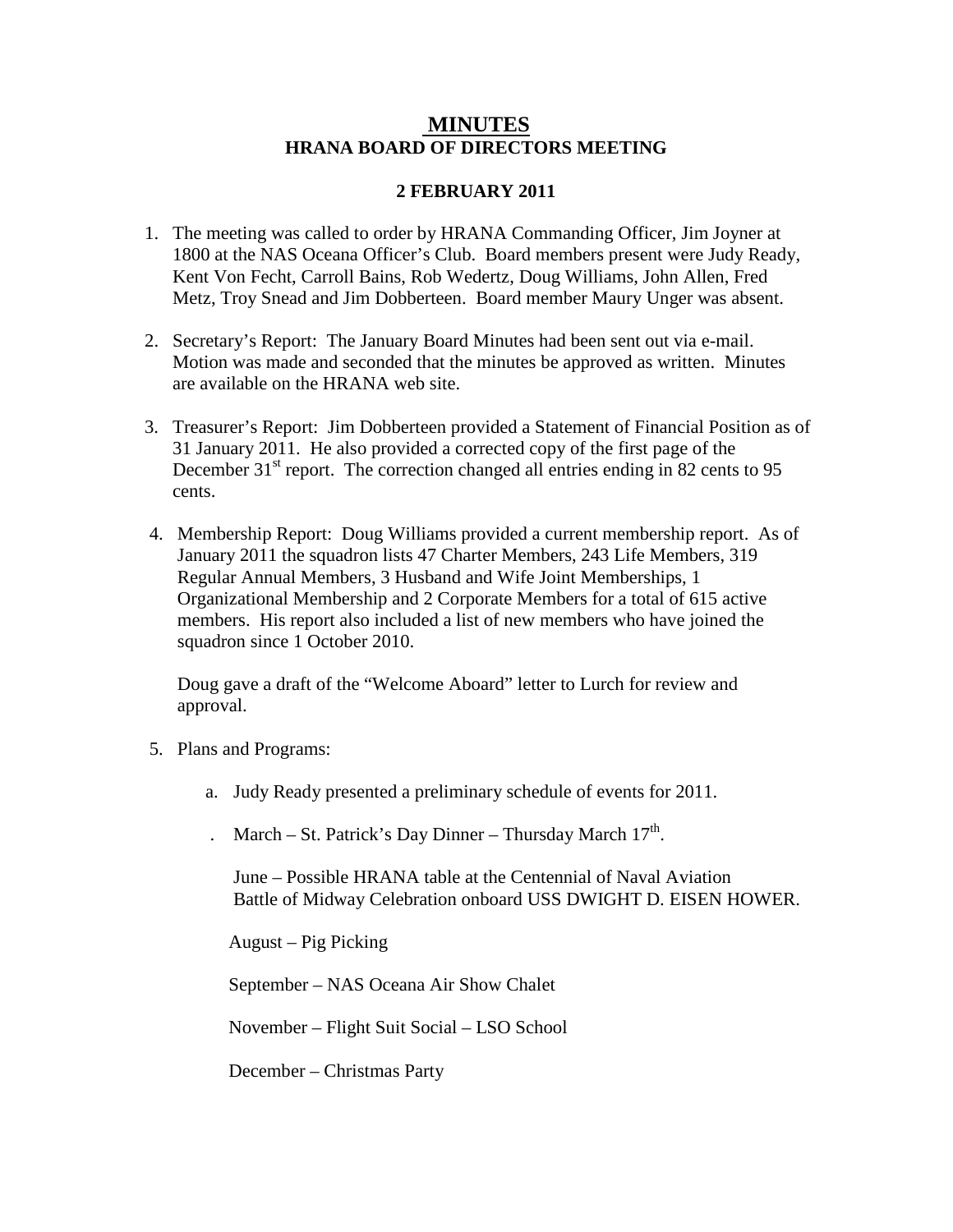# MINUTES
## HRANA BOARD OF DIRECTORS MEETING

### 2 FEBRUARY 2011

1. The meeting was called to order by HRANA Commanding Officer, Jim Joyner at 1800 at the NAS Oceana Officer's Club. Board members present were Judy Ready, Kent Von Fecht, Carroll Bains, Rob Wedertz, Doug Williams, John Allen, Fred Metz, Troy Snead and Jim Dobberteen. Board member Maury Unger was absent.

2. Secretary's Report: The January Board Minutes had been sent out via e-mail. Motion was made and seconded that the minutes be approved as written. Minutes are available on the HRANA web site.

3. Treasurer's Report: Jim Dobberteen provided a Statement of Financial Position as of 31 January 2011. He also provided a corrected copy of the first page of the December 31st report. The correction changed all entries ending in 82 cents to 95 cents.

4. Membership Report: Doug Williams provided a current membership report. As of January 2011 the squadron lists 47 Charter Members, 243 Life Members, 319 Regular Annual Members, 3 Husband and Wife Joint Memberships, 1 Organizational Membership and 2 Corporate Members for a total of 615 active members. His report also included a list of new members who have joined the squadron since 1 October 2010.

   Doug gave a draft of the "Welcome Aboard" letter to Lurch for review and approval.

5. Plans and Programs:

   a. Judy Ready presented a preliminary schedule of events for 2011.

   . March – St. Patrick's Day Dinner – Thursday March 17th.

   June – Possible HRANA table at the Centennial of Naval Aviation Battle of Midway Celebration onboard USS DWIGHT D. EISEN HOWER.

   August – Pig Picking

   September – NAS Oceana Air Show Chalet

   November – Flight Suit Social – LSO School

   December – Christmas Party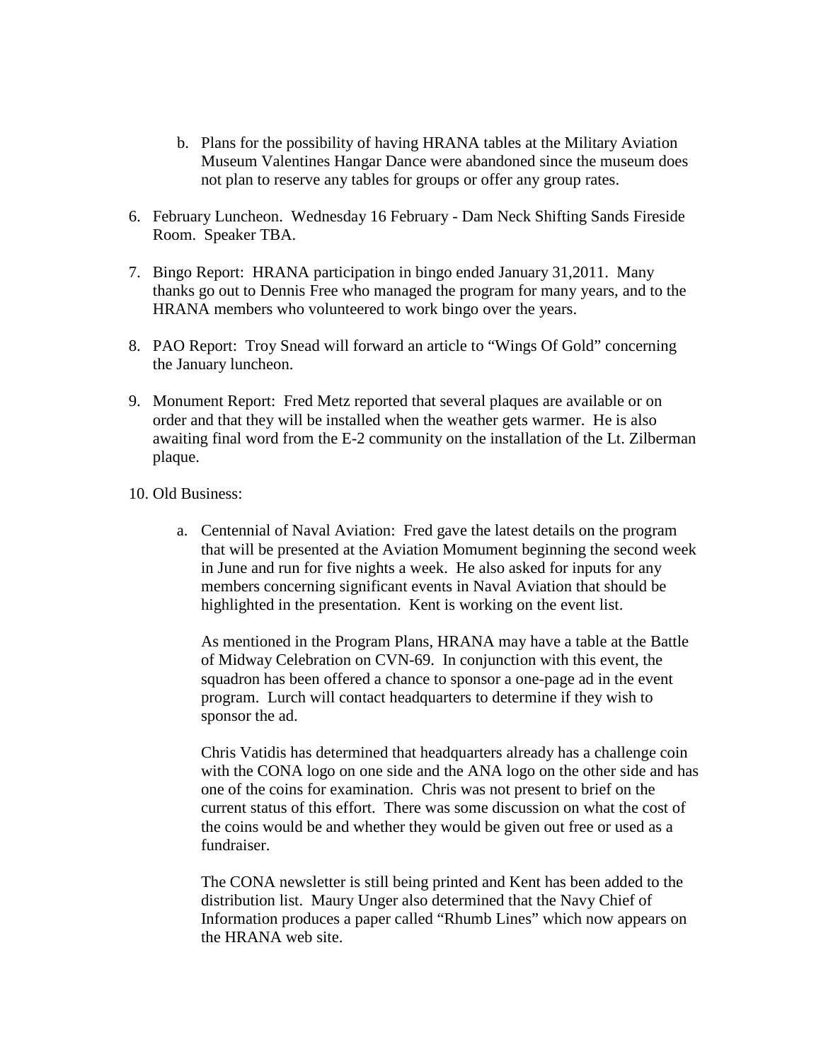b. Plans for the possibility of having HRANA tables at the Military Aviation Museum Valentines Hangar Dance were abandoned since the museum does not plan to reserve any tables for groups or offer any group rates.

6. February Luncheon. Wednesday 16 February - Dam Neck Shifting Sands Fireside Room. Speaker TBA.

7. Bingo Report: HRANA participation in bingo ended January 31,2011. Many thanks go out to Dennis Free who managed the program for many years, and to the HRANA members who volunteered to work bingo over the years.

8. PAO Report: Troy Snead will forward an article to "Wings Of Gold" concerning the January luncheon.

9. Monument Report: Fred Metz reported that several plaques are available or on order and that they will be installed when the weather gets warmer. He is also awaiting final word from the E-2 community on the installation of the Lt. Zilberman plaque.

10. Old Business:

    a. Centennial of Naval Aviation: Fred gave the latest details on the program that will be presented at the Aviation Momument beginning the second week in June and run for five nights a week. He also asked for inputs for any members concerning significant events in Naval Aviation that should be highlighted in the presentation. Kent is working on the event list.

       As mentioned in the Program Plans, HRANA may have a table at the Battle of Midway Celebration on CVN-69. In conjunction with this event, the squadron has been offered a chance to sponsor a one-page ad in the event program. Lurch will contact headquarters to determine if they wish to sponsor the ad.

       Chris Vatidis has determined that headquarters already has a challenge coin with the CONA logo on one side and the ANA logo on the other side and has one of the coins for examination. Chris was not present to brief on the current status of this effort. There was some discussion on what the cost of the coins would be and whether they would be given out free or used as a fundraiser.

       The CONA newsletter is still being printed and Kent has been added to the distribution list. Maury Unger also determined that the Navy Chief of Information produces a paper called "Rhumb Lines" which now appears on the HRANA web site.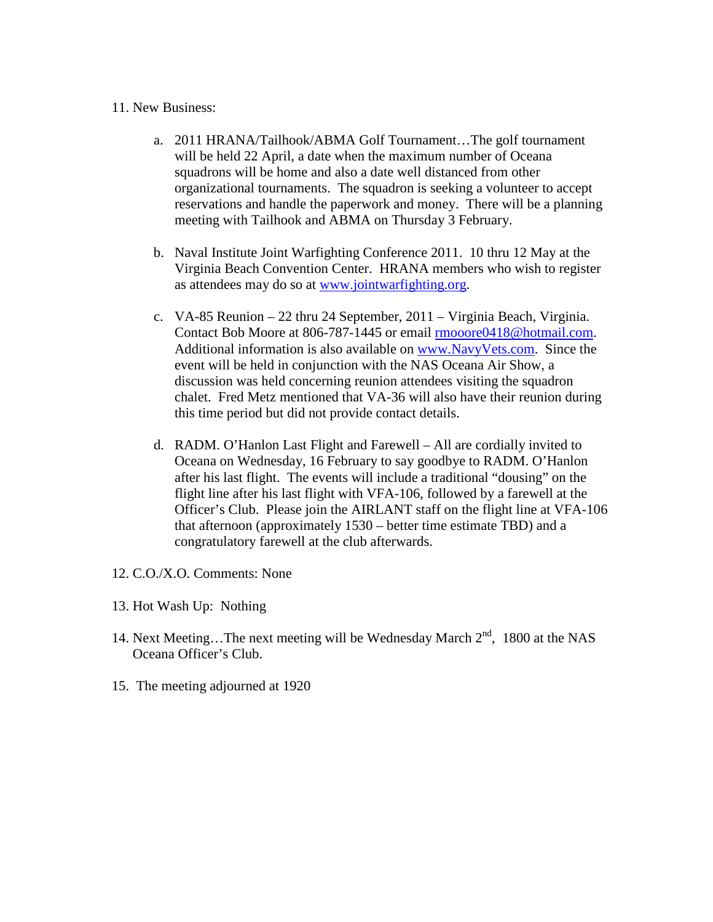11. New Business:

    a. 2011 HRANA/Tailhook/ABMA Golf Tournament…The golf tournament will be held 22 April, a date when the maximum number of Oceana squadrons will be home and also a date well distanced from other organizational tournaments. The squadron is seeking a volunteer to accept reservations and handle the paperwork and money. There will be a planning meeting with Tailhook and ABMA on Thursday 3 February.

    b. Naval Institute Joint Warfighting Conference 2011. 10 thru 12 May at the Virginia Beach Convention Center. HRANA members who wish to register as attendees may do so at [www.jointwarfighting.org](http://www.jointwarfighting.org).

    c. VA-85 Reunion – 22 thru 24 September, 2011 – Virginia Beach, Virginia. Contact Bob Moore at 806-787-1445 or email [rmooore0418@hotmail.com](mailto:rmooore0418@hotmail.com). Additional information is also available on [www.NavyVets.com](http://www.NavyVets.com). Since the event will be held in conjunction with the NAS Oceana Air Show, a discussion was held concerning reunion attendees visiting the squadron chalet. Fred Metz mentioned that VA-36 will also have their reunion during this time period but did not provide contact details.

    d. RADM. O'Hanlon Last Flight and Farewell – All are cordially invited to Oceana on Wednesday, 16 February to say goodbye to RADM. O'Hanlon after his last flight. The events will include a traditional "dousing" on the flight line after his last flight with VFA-106, followed by a farewell at the Officer's Club. Please join the AIRLANT staff on the flight line at VFA-106 that afternoon (approximately 1530 – better time estimate TBD) and a congratulatory farewell at the club afterwards.

12. C.O./X.O. Comments: None

13. Hot Wash Up: Nothing

14. Next Meeting…The next meeting will be Wednesday March 2nd, 1800 at the NAS Oceana Officer's Club.

15. The meeting adjourned at 1920